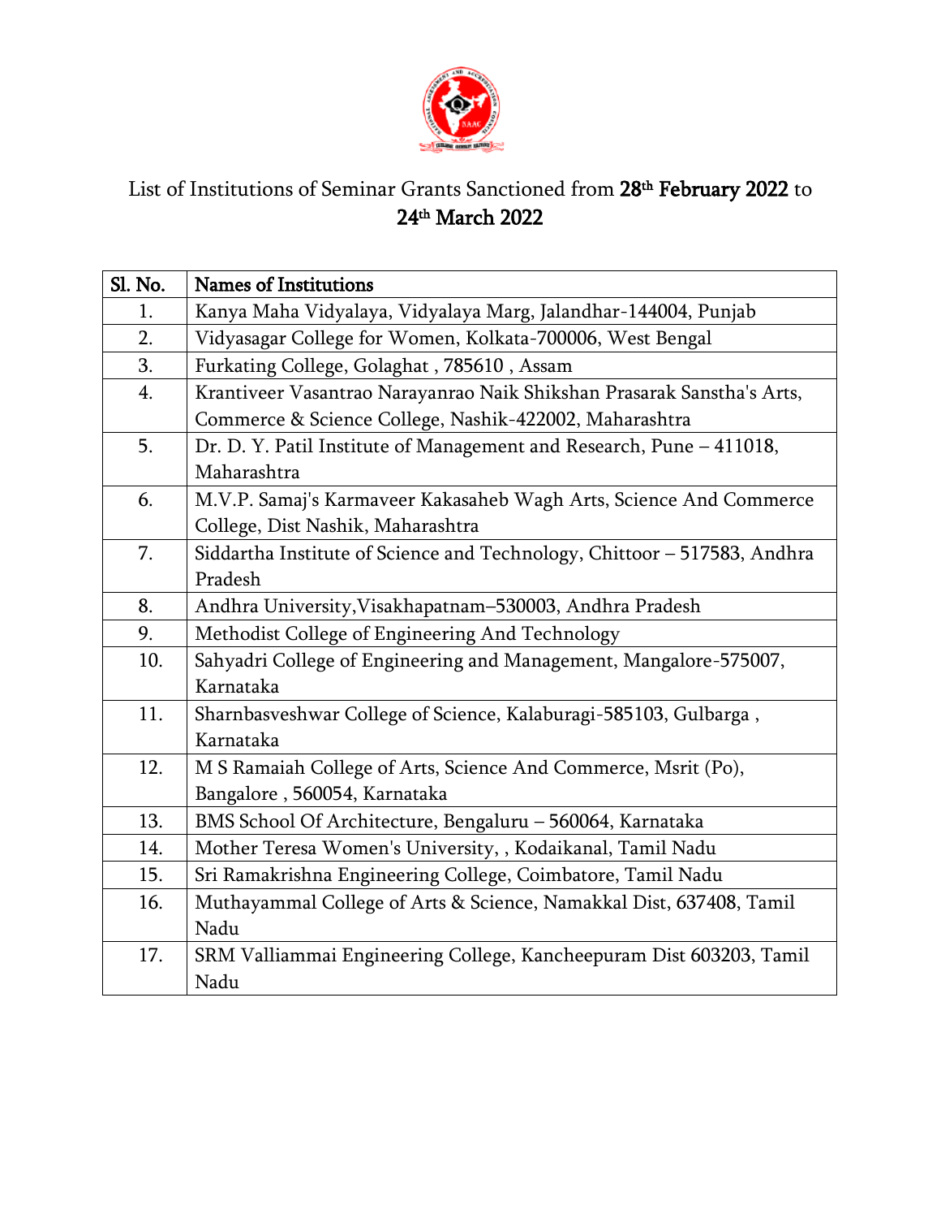List of Institutions of Seminar Grants Sanctioned from **28th February 2022** to **24th March 2022**

| Sl. No. | Names of Institutions |
|---|---|
| 1. | Kanya Maha Vidyalaya, Vidyalaya Marg, Jalandhar-144004, Punjab |
| 2. | Vidyasagar College for Women, Kolkata-700006, West Bengal |
| 3. | Furkating College, Golaghat , 785610 , Assam |
| 4. | Krantiveer Vasantrao Narayanrao Naik Shikshan Prasarak Sanstha's Arts, Commerce & Science College, Nashik-422002, Maharashtra |
| 5. | Dr. D. Y. Patil Institute of Management and Research, Pune – 411018, Maharashtra |
| 6. | M.V.P. Samaj's Karmaveer Kakasaheb Wagh Arts, Science And Commerce College, Dist Nashik, Maharashtra |
| 7. | Siddartha Institute of Science and Technology, Chittoor – 517583, Andhra Pradesh |
| 8. | Andhra University,Visakhapatnam–530003, Andhra Pradesh |
| 9. | Methodist College of Engineering And Technology |
| 10. | Sahyadri College of Engineering and Management, Mangalore-575007, Karnataka |
| 11. | Sharnbasveshwar College of Science, Kalaburagi-585103, Gulbarga , Karnataka |
| 12. | M S Ramaiah College of Arts, Science And Commerce, Msrit (Po), Bangalore , 560054, Karnataka |
| 13. | BMS School Of Architecture, Bengaluru – 560064, Karnataka |
| 14. | Mother Teresa Women's University, , Kodaikanal, Tamil Nadu |
| 15. | Sri Ramakrishna Engineering College, Coimbatore, Tamil Nadu |
| 16. | Muthayammal College of Arts & Science, Namakkal Dist, 637408, Tamil Nadu |
| 17. | SRM Valliammai Engineering College, Kancheepuram Dist 603203, Tamil Nadu |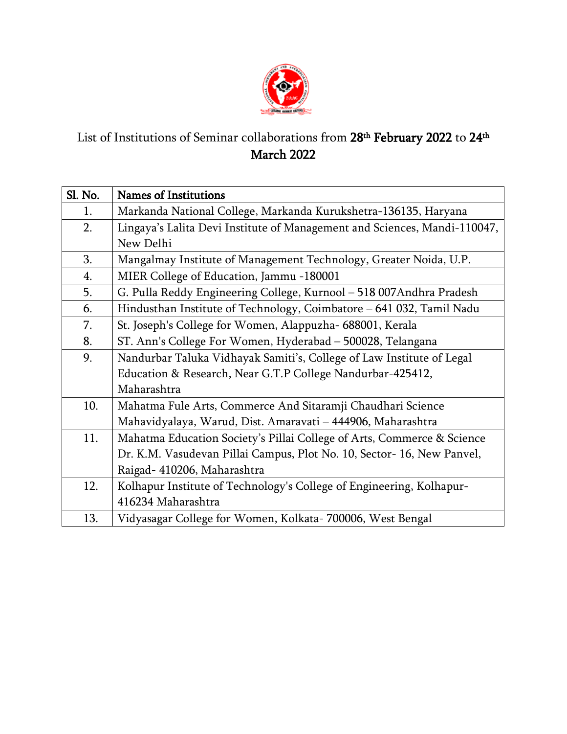List of Institutions of Seminar collaborations from 28th February 2022 to 24th March 2022

| Sl. No. | Names of Institutions |
|---|---|
| 1. | Markanda National College, Markanda Kurukshetra-136135, Haryana |
| 2. | Lingaya's Lalita Devi Institute of Management and Sciences, Mandi-110047, New Delhi |
| 3. | Mangalmay Institute of Management Technology, Greater Noida, U.P. |
| 4. | MIER College of Education, Jammu -180001 |
| 5. | G. Pulla Reddy Engineering College, Kurnool – 518 007Andhra Pradesh |
| 6. | Hindusthan Institute of Technology, Coimbatore – 641 032, Tamil Nadu |
| 7. | St. Joseph's College for Women, Alappuzha- 688001, Kerala |
| 8. | ST. Ann's College For Women, Hyderabad – 500028, Telangana |
| 9. | Nandurbar Taluka Vidhayak Samiti's, College of Law Institute of Legal Education & Research, Near G.T.P College Nandurbar-425412, Maharashtra |
| 10. | Mahatma Fule Arts, Commerce And Sitaramji Chaudhari Science Mahavidyalaya, Warud, Dist. Amaravati – 444906, Maharashtra |
| 11. | Mahatma Education Society's Pillai College of Arts, Commerce & Science Dr. K.M. Vasudevan Pillai Campus, Plot No. 10, Sector- 16, New Panvel, Raigad- 410206, Maharashtra |
| 12. | Kolhapur Institute of Technology's College of Engineering, Kolhapur-416234 Maharashtra |
| 13. | Vidyasagar College for Women, Kolkata- 700006, West Bengal |